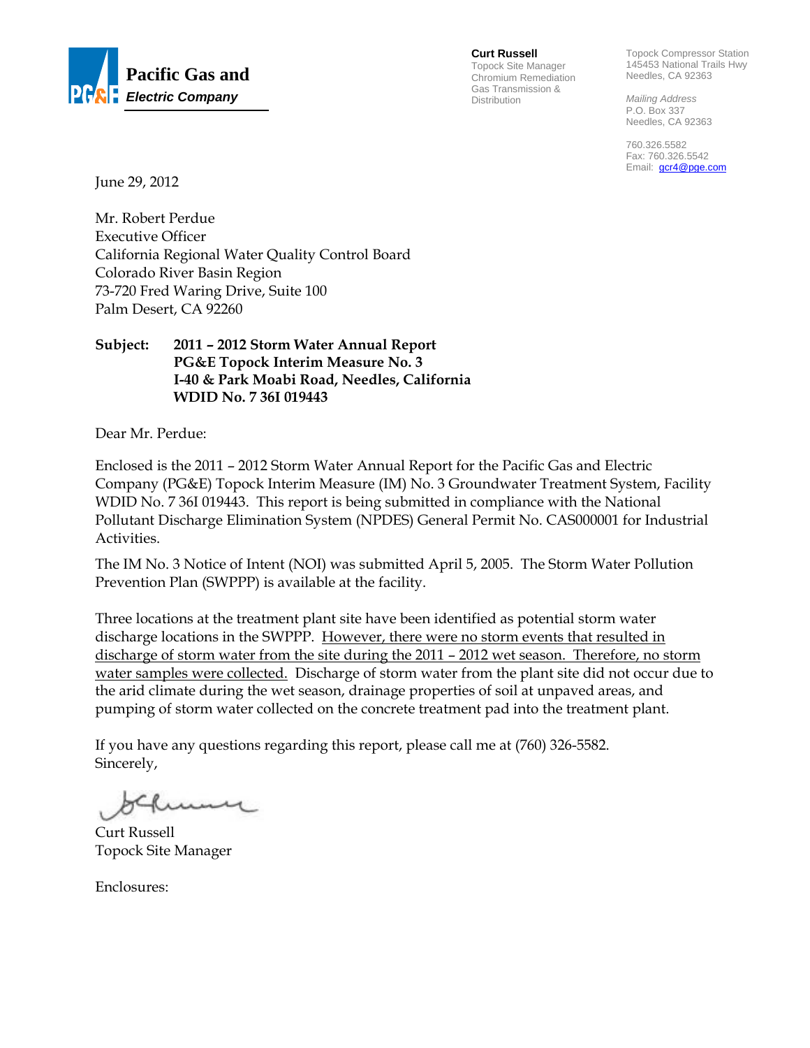**Pacific Gas and Electric Company**

**Curt Russell**
Topock Site Manager
Chromium Remediation
Gas Transmission & Distribution

Topock Compressor Station
145453 National Trails Hwy
Needles, CA 92363

*Mailing Address*
P.O. Box 337
Needles, CA 92363

760.326.5582
Fax: 760.326.5542
Email: gcr4@pge.com

June 29, 2012

Mr. Robert Perdue
Executive Officer
California Regional Water Quality Control Board
Colorado River Basin Region
73-720 Fred Waring Drive, Suite 100
Palm Desert, CA 92260

**Subject: 2011 – 2012 Storm Water Annual Report**
**PG&E Topock Interim Measure No. 3**
**I-40 & Park Moabi Road, Needles, California**
**WDID No. 7 36I 019443**

Dear Mr. Perdue:

Enclosed is the 2011 – 2012 Storm Water Annual Report for the Pacific Gas and Electric Company (PG&E) Topock Interim Measure (IM) No. 3 Groundwater Treatment System, Facility WDID No. 7 36I 019443. This report is being submitted in compliance with the National Pollutant Discharge Elimination System (NPDES) General Permit No. CAS000001 for Industrial Activities.

The IM No. 3 Notice of Intent (NOI) was submitted April 5, 2005. The Storm Water Pollution Prevention Plan (SWPPP) is available at the facility.

Three locations at the treatment plant site have been identified as potential storm water discharge locations in the SWPPP. <u>However, there were no storm events that resulted in discharge of storm water from the site during the 2011 – 2012 wet season. Therefore, no storm water samples were collected.</u> Discharge of storm water from the plant site did not occur due to the arid climate during the wet season, drainage properties of soil at unpaved areas, and pumping of storm water collected on the concrete treatment pad into the treatment plant.

If you have any questions regarding this report, please call me at (760) 326-5582.
Sincerely,

Curt Russell
Topock Site Manager

Enclosures: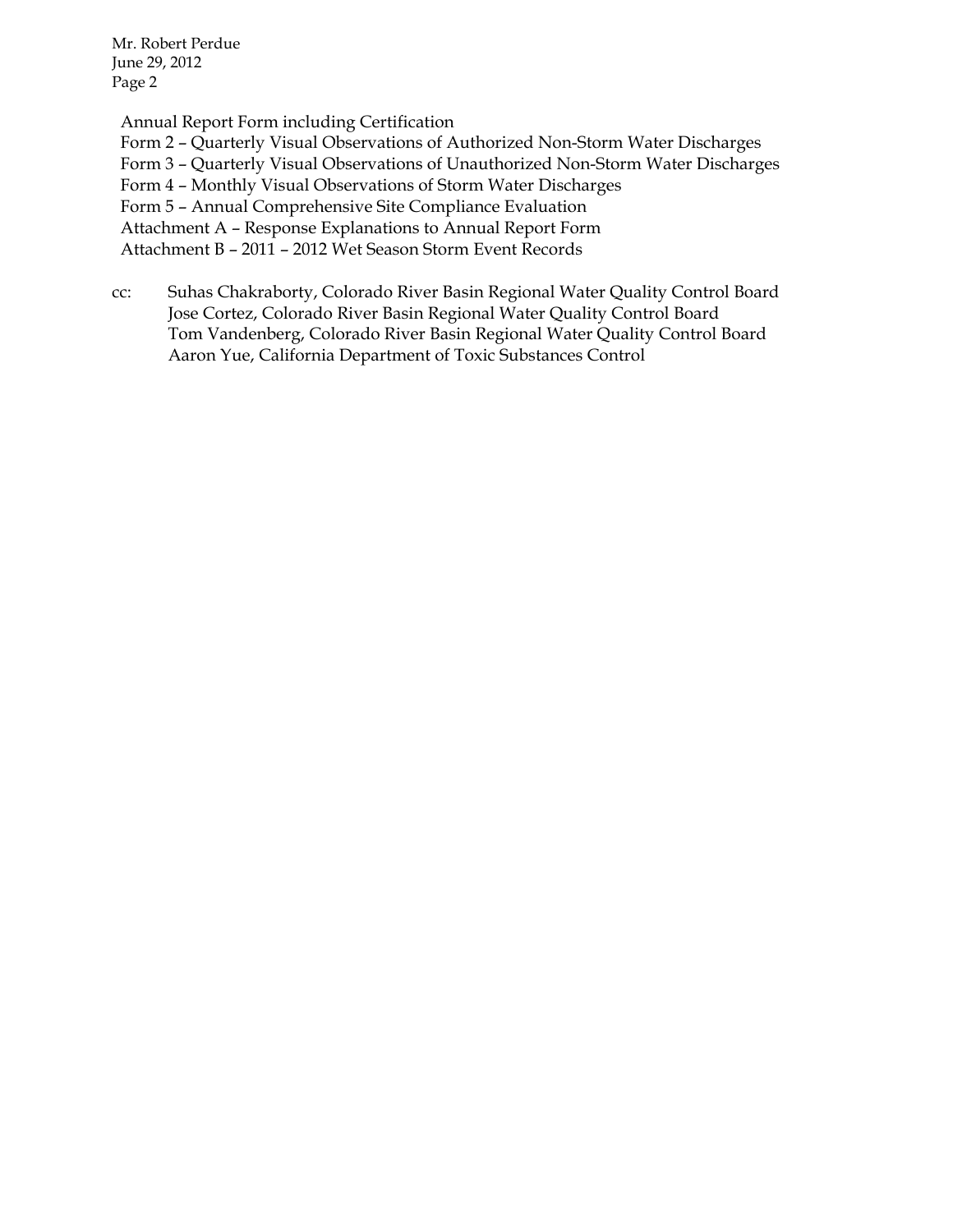Annual Report Form including Certification
Form 2 – Quarterly Visual Observations of Authorized Non-Storm Water Discharges
Form 3 – Quarterly Visual Observations of Unauthorized Non-Storm Water Discharges
Form 4 – Monthly Visual Observations of Storm Water Discharges
Form 5 – Annual Comprehensive Site Compliance Evaluation
Attachment A – Response Explanations to Annual Report Form
Attachment B – 2011 – 2012 Wet Season Storm Event Records

cc: Suhas Chakraborty, Colorado River Basin Regional Water Quality Control Board
Jose Cortez, Colorado River Basin Regional Water Quality Control Board
Tom Vandenberg, Colorado River Basin Regional Water Quality Control Board
Aaron Yue, California Department of Toxic Substances Control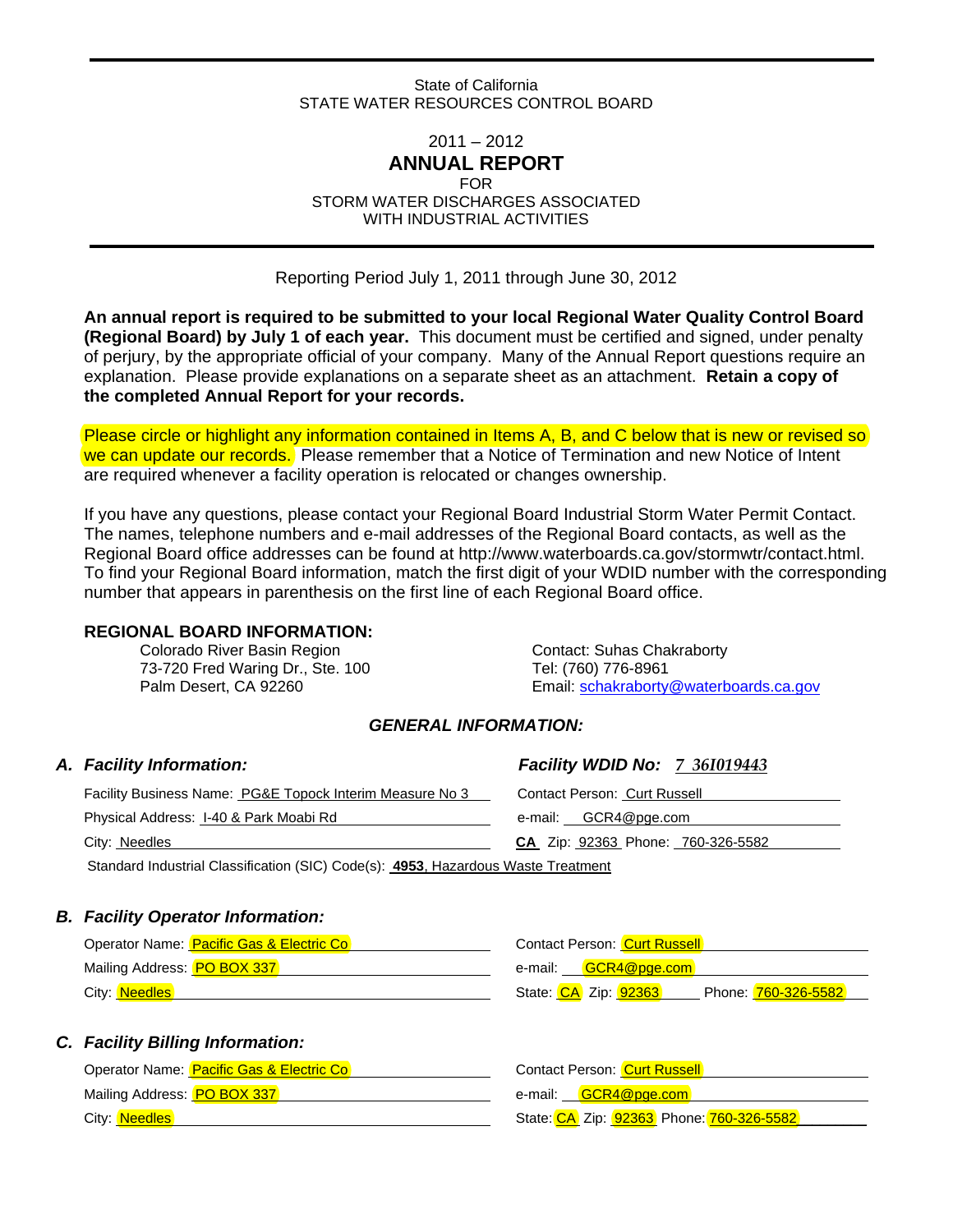State of California
STATE WATER RESOURCES CONTROL BOARD

2011 – 2012

# ANNUAL REPORT

FOR
STORM WATER DISCHARGES ASSOCIATED
WITH INDUSTRIAL ACTIVITIES

Reporting Period July 1, 2011 through June 30, 2012

**An annual report is required to be submitted to your local Regional Water Quality Control Board (Regional Board) by July 1 of each year.** This document must be certified and signed, under penalty of perjury, by the appropriate official of your company. Many of the Annual Report questions require an explanation. Please provide explanations on a separate sheet as an attachment. **Retain a copy of the completed Annual Report for your records.**

Please circle or highlight any information contained in Items A, B, and C below that is new or revised so we can update our records. Please remember that a Notice of Termination and new Notice of Intent are required whenever a facility operation is relocated or changes ownership.

If you have any questions, please contact your Regional Board Industrial Storm Water Permit Contact. The names, telephone numbers and e-mail addresses of the Regional Board contacts, as well as the Regional Board office addresses can be found at http://www.waterboards.ca.gov/stormwtr/contact.html. To find your Regional Board information, match the first digit of your WDID number with the corresponding number that appears in parenthesis on the first line of each Regional Board office.

**REGIONAL BOARD INFORMATION:**

Colorado River Basin Region
73-720 Fred Waring Dr., Ste. 100
Palm Desert, CA 92260

Contact: Suhas Chakraborty
Tel: (760) 776-8961
Email: schakraborty@waterboards.ca.gov

### *GENERAL INFORMATION:*

### *A. Facility Information:*

***Facility WDID No: 7 36I019443***

Facility Business Name: PG&E Topock Interim Measure No 3
Physical Address: I-40 & Park Moabi Rd
City: Needles
Standard Industrial Classification (SIC) Code(s): **4953**, Hazardous Waste Treatment

Contact Person: Curt Russell
e-mail: GCR4@pge.com
**CA** Zip: 92363 Phone: 760-326-5582

### *B. Facility Operator Information:*

Operator Name: Pacific Gas & Electric Co
Mailing Address: PO BOX 337
City: Needles

Contact Person: Curt Russell
e-mail: GCR4@pge.com
State: CA Zip: 92363 Phone: 760-326-5582

### *C. Facility Billing Information:*

Operator Name: Pacific Gas & Electric Co
Mailing Address: PO BOX 337
City: Needles

Contact Person: Curt Russell
e-mail: GCR4@pge.com
State: CA Zip: 92363 Phone: 760-326-5582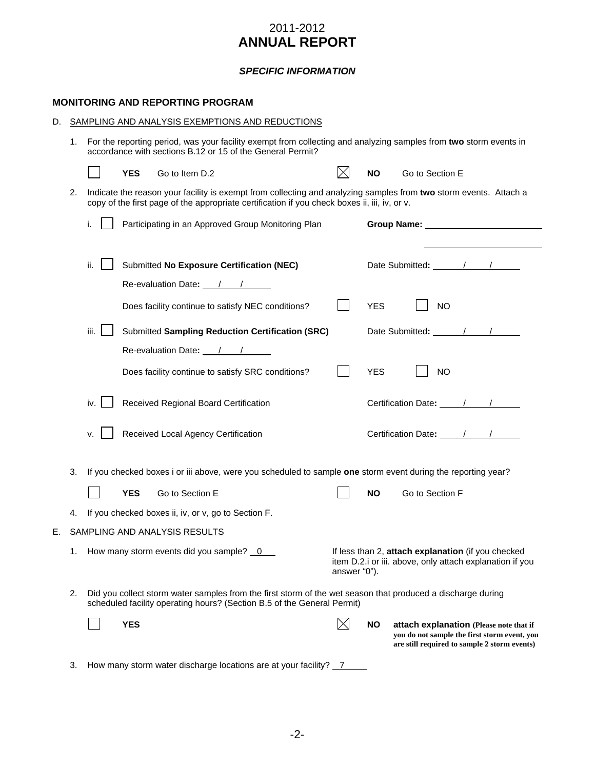# 2011-2012
# ANNUAL REPORT

### *SPECIFIC INFORMATION*

## MONITORING AND REPORTING PROGRAM

D. SAMPLING AND ANALYSIS EXEMPTIONS AND REDUCTIONS

1. For the reporting period, was your facility exempt from collecting and analyzing samples from **two** storm events in accordance with sections B.12 or 15 of the General Permit?

   ☐ **YES** Go to Item D.2 ☒ **NO** Go to Section E

2. Indicate the reason your facility is exempt from collecting and analyzing samples from **two** storm events. Attach a copy of the first page of the appropriate certification if you check boxes ii, iii, iv, or v.

   i. ☐ Participating in an Approved Group Monitoring Plan **Group Name:** ______

   ii. ☐ Submitted **No Exposure Certification (NEC)** Date Submitted: ___/___/___

   Re-evaluation Date: ___/___/___

   Does facility continue to satisfy NEC conditions? ☐ YES ☐ NO

   iii. ☐ Submitted **Sampling Reduction Certification (SRC)** Date Submitted: ___/___/___

   Re-evaluation Date: ___/___/___

   Does facility continue to satisfy SRC conditions? ☐ YES ☐ NO

   iv. ☐ Received Regional Board Certification Certification Date: ___/___/___

   v. ☐ Received Local Agency Certification Certification Date: ___/___/___

3. If you checked boxes i or iii above, were you scheduled to sample **one** storm event during the reporting year?

   ☐ **YES** Go to Section E ☐ **NO** Go to Section F

4. If you checked boxes ii, iv, or v, go to Section F.

E. SAMPLING AND ANALYSIS RESULTS

1. How many storm events did you sample? 0

   If less than 2, **attach explanation** (if you checked item D.2.i or iii. above, only attach explanation if you answer "0").

2. Did you collect storm water samples from the first storm of the wet season that produced a discharge during scheduled facility operating hours? (Section B.5 of the General Permit)

   ☐ **YES** ☒ **NO** **attach explanation** **(Please note that if you do not sample the first storm event, you are still required to sample 2 storm events)**

3. How many storm water discharge locations are at your facility? 7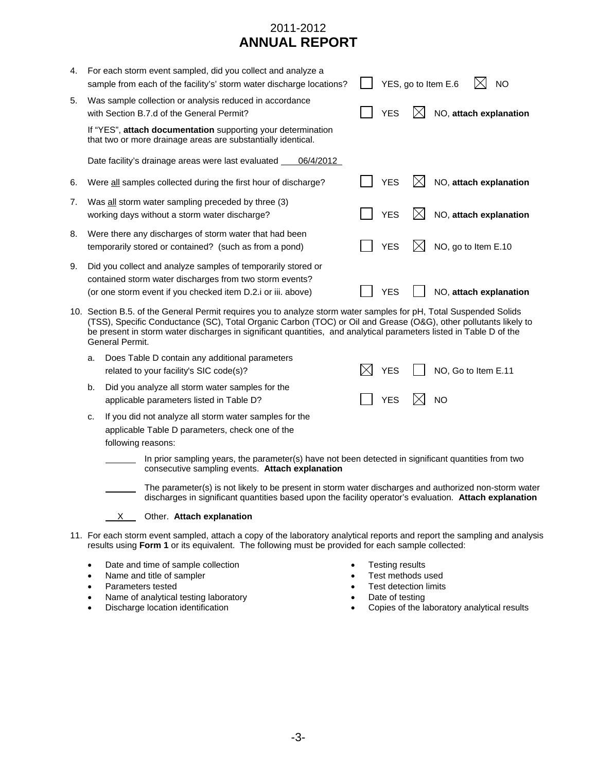# 2011-2012
# ANNUAL REPORT

4. For each storm event sampled, did you collect and analyze a sample from each of the facility's' storm water discharge locations? ☐ YES, go to Item E.6 ☒ NO

5. Was sample collection or analysis reduced in accordance with Section B.7.d of the General Permit? ☐ YES ☒ NO, **attach explanation**

   If "YES", **attach documentation** supporting your determination that two or more drainage areas are substantially identical.

   Date facility's drainage areas were last evaluated 06/4/2012

6. Were all samples collected during the first hour of discharge? ☐ YES ☒ NO, **attach explanation**

7. Was all storm water sampling preceded by three (3) working days without a storm water discharge? ☐ YES ☒ NO, **attach explanation**

8. Were there any discharges of storm water that had been temporarily stored or contained? (such as from a pond) ☐ YES ☒ NO, go to Item E.10

9. Did you collect and analyze samples of temporarily stored or contained storm water discharges from two storm events? (or one storm event if you checked item D.2.i or iii. above) ☐ YES ☐ NO, **attach explanation**

10. Section B.5. of the General Permit requires you to analyze storm water samples for pH, Total Suspended Solids (TSS), Specific Conductance (SC), Total Organic Carbon (TOC) or Oil and Grease (O&G), other pollutants likely to be present in storm water discharges in significant quantities, and analytical parameters listed in Table D of the General Permit.

    a. Does Table D contain any additional parameters related to your facility's SIC code(s)? ☒ YES ☐ NO, Go to Item E.11

    b. Did you analyze all storm water samples for the applicable parameters listed in Table D? ☐ YES ☒ NO

    c. If you did not analyze all storm water samples for the applicable Table D parameters, check one of the following reasons:

       ______ In prior sampling years, the parameter(s) have not been detected in significant quantities from two consecutive sampling events. **Attach explanation**

       ______ The parameter(s) is not likely to be present in storm water discharges and authorized non-storm water discharges in significant quantities based upon the facility operator's evaluation. **Attach explanation**

       __X__ Other. **Attach explanation**

11. For each storm event sampled, attach a copy of the laboratory analytical reports and report the sampling and analysis results using **Form 1** or its equivalent. The following must be provided for each sample collected:

    - Date and time of sample collection
    - Name and title of sampler
    - Parameters tested
    - Name of analytical testing laboratory
    - Discharge location identification
    - Testing results
    - Test methods used
    - Test detection limits
    - Date of testing
    - Copies of the laboratory analytical results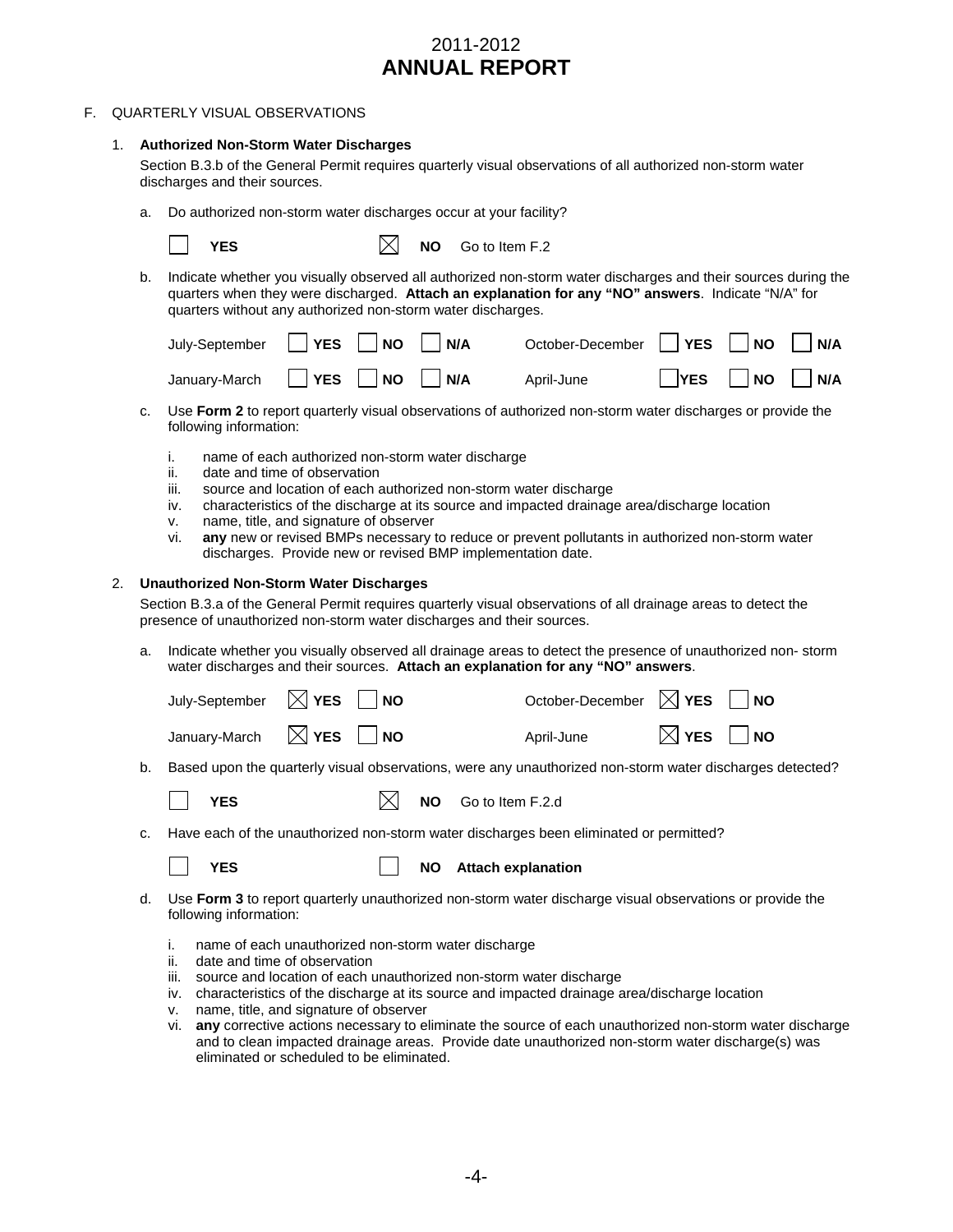# 2011-2012
# ANNUAL REPORT

F. QUARTERLY VISUAL OBSERVATIONS

1. **Authorized Non-Storm Water Discharges**

   Section B.3.b of the General Permit requires quarterly visual observations of all authorized non-storm water discharges and their sources.

   a. Do authorized non-storm water discharges occur at your facility?

      ☐ **YES** ☒ **NO** Go to Item F.2

   b. Indicate whether you visually observed all authorized non-storm water discharges and their sources during the quarters when they were discharged. **Attach an explanation for any "NO" answers**. Indicate "N/A" for quarters without any authorized non-storm water discharges.

      July-September ☐ **YES** ☐ **NO** ☐ **N/A** October-December ☐ **YES** ☐ **NO** ☐ **N/A**

      January-March ☐ **YES** ☐ **NO** ☐ **N/A** April-June ☐ **YES** ☐ **NO** ☐ **N/A**

   c. Use **Form 2** to report quarterly visual observations of authorized non-storm water discharges or provide the following information:

      i. name of each authorized non-storm water discharge
      ii. date and time of observation
      iii. source and location of each authorized non-storm water discharge
      iv. characteristics of the discharge at its source and impacted drainage area/discharge location
      v. name, title, and signature of observer
      vi. **any** new or revised BMPs necessary to reduce or prevent pollutants in authorized non-storm water discharges. Provide new or revised BMP implementation date.

2. **Unauthorized Non-Storm Water Discharges**

   Section B.3.a of the General Permit requires quarterly visual observations of all drainage areas to detect the presence of unauthorized non-storm water discharges and their sources.

   a. Indicate whether you visually observed all drainage areas to detect the presence of unauthorized non- storm water discharges and their sources. **Attach an explanation for any "NO" answers**.

      July-September ☒ **YES** ☐ **NO** October-December ☒ **YES** ☐ **NO**

      January-March ☒ **YES** ☐ **NO** April-June ☒ **YES** ☐ **NO**

   b. Based upon the quarterly visual observations, were any unauthorized non-storm water discharges detected?

      ☐ **YES** ☒ **NO** Go to Item F.2.d

   c. Have each of the unauthorized non-storm water discharges been eliminated or permitted?

      ☐ **YES** ☐ **NO** **Attach explanation**

   d. Use **Form 3** to report quarterly unauthorized non-storm water discharge visual observations or provide the following information:

      i. name of each unauthorized non-storm water discharge
      ii. date and time of observation
      iii. source and location of each unauthorized non-storm water discharge
      iv. characteristics of the discharge at its source and impacted drainage area/discharge location
      v. name, title, and signature of observer
      vi. **any** corrective actions necessary to eliminate the source of each unauthorized non-storm water discharge and to clean impacted drainage areas. Provide date unauthorized non-storm water discharge(s) was eliminated or scheduled to be eliminated.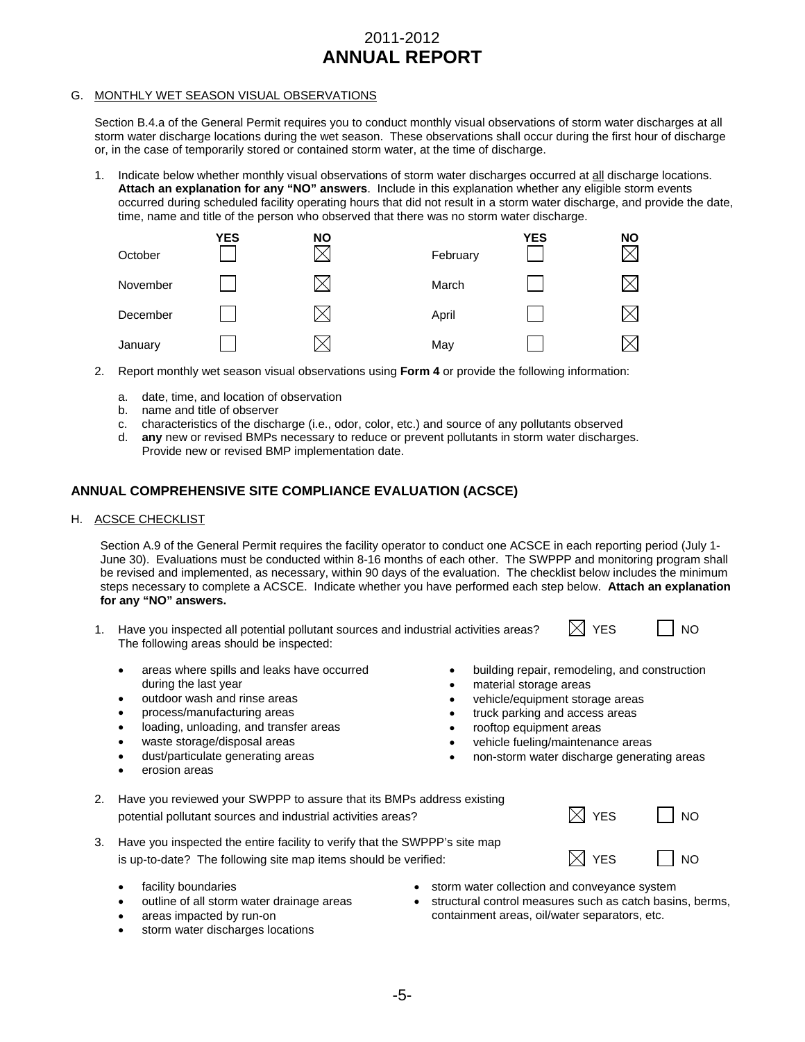# 2011-2012
# ANNUAL REPORT

G. MONTHLY WET SEASON VISUAL OBSERVATIONS

Section B.4.a of the General Permit requires you to conduct monthly visual observations of storm water discharges at all storm water discharge locations during the wet season. These observations shall occur during the first hour of discharge or, in the case of temporarily stored or contained storm water, at the time of discharge.

1. Indicate below whether monthly visual observations of storm water discharges occurred at all discharge locations. **Attach an explanation for any "NO" answers**. Include in this explanation whether any eligible storm events occurred during scheduled facility operating hours that did not result in a storm water discharge, and provide the date, time, name and title of the person who observed that there was no storm water discharge.

| | YES | NO | | YES | NO |
|---|---|---|---|---|---|
| October | ☐ | ☒ | February | ☐ | ☒ |
| November | ☐ | ☒ | March | ☐ | ☒ |
| December | ☐ | ☒ | April | ☐ | ☒ |
| January | ☐ | ☒ | May | ☐ | ☒ |

2. Report monthly wet season visual observations using **Form 4** or provide the following information:
   a. date, time, and location of observation
   b. name and title of observer
   c. characteristics of the discharge (i.e., odor, color, etc.) and source of any pollutants observed
   d. **any** new or revised BMPs necessary to reduce or prevent pollutants in storm water discharges. Provide new or revised BMP implementation date.

## ANNUAL COMPREHENSIVE SITE COMPLIANCE EVALUATION (ACSCE)

H. ACSCE CHECKLIST

Section A.9 of the General Permit requires the facility operator to conduct one ACSCE in each reporting period (July 1-June 30). Evaluations must be conducted within 8-16 months of each other. The SWPPP and monitoring program shall be revised and implemented, as necessary, within 90 days of the evaluation. The checklist below includes the minimum steps necessary to complete a ACSCE. Indicate whether you have performed each step below. **Attach an explanation for any "NO" answers.**

1. Have you inspected all potential pollutant sources and industrial activities areas? The following areas should be inspected: ☒ YES ☐ NO

   - areas where spills and leaks have occurred during the last year
   - outdoor wash and rinse areas
   - process/manufacturing areas
   - loading, unloading, and transfer areas
   - waste storage/disposal areas
   - dust/particulate generating areas
   - erosion areas
   - building repair, remodeling, and construction
   - material storage areas
   - vehicle/equipment storage areas
   - truck parking and access areas
   - rooftop equipment areas
   - vehicle fueling/maintenance areas
   - non-storm water discharge generating areas

2. Have you reviewed your SWPPP to assure that its BMPs address existing potential pollutant sources and industrial activities areas? ☒ YES ☐ NO

3. Have you inspected the entire facility to verify that the SWPPP's site map is up-to-date? The following site map items should be verified: ☒ YES ☐ NO

   - facility boundaries
   - outline of all storm water drainage areas
   - areas impacted by run-on
   - storm water discharges locations
   - storm water collection and conveyance system
   - structural control measures such as catch basins, berms, containment areas, oil/water separators, etc.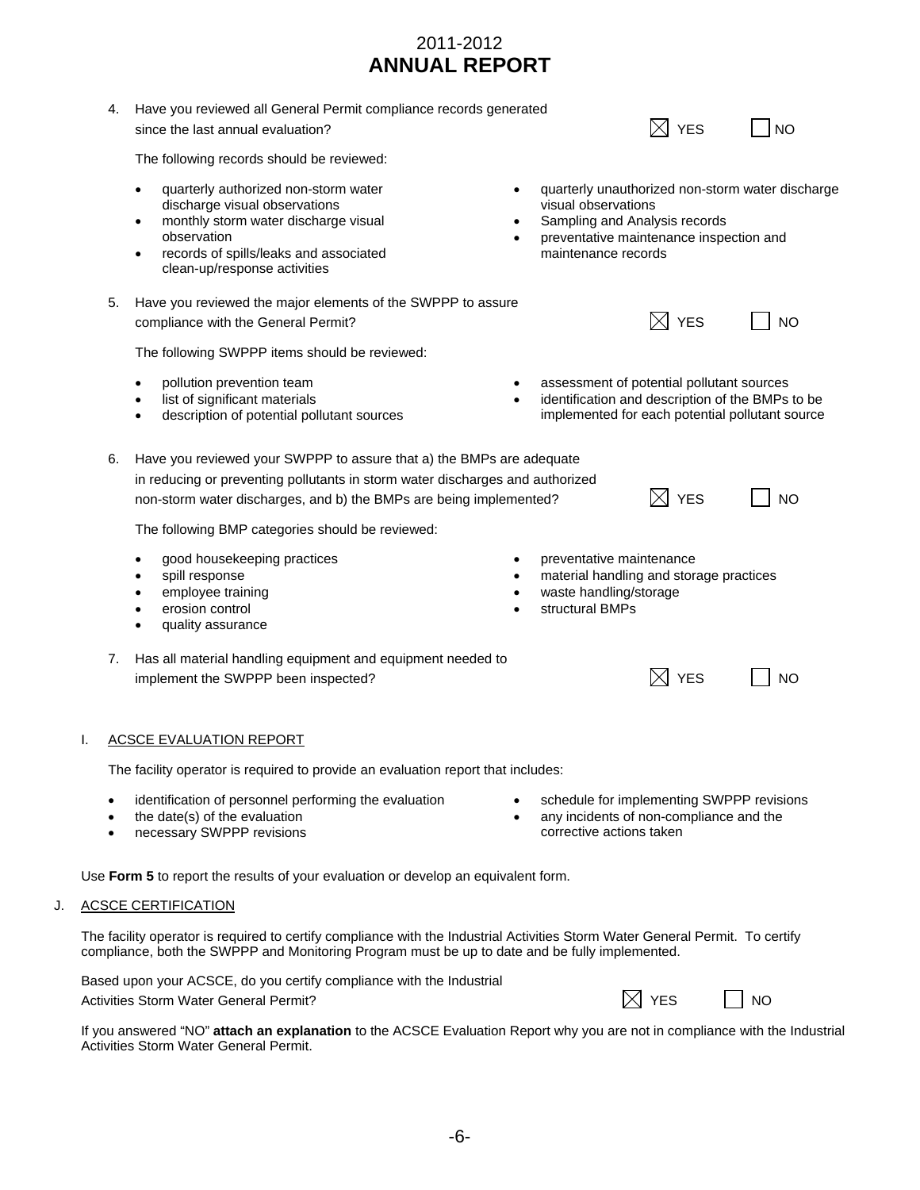# 2011-2012
# ANNUAL REPORT

4. Have you reviewed all General Permit compliance records generated since the last annual evaluation? ☒ YES ☐ NO

   The following records should be reviewed:

   - quarterly authorized non-storm water discharge visual observations
   - monthly storm water discharge visual observation
   - records of spills/leaks and associated clean-up/response activities
   - quarterly unauthorized non-storm water discharge visual observations
   - Sampling and Analysis records
   - preventative maintenance inspection and maintenance records

5. Have you reviewed the major elements of the SWPPP to assure compliance with the General Permit? ☒ YES ☐ NO

   The following SWPPP items should be reviewed:

   - pollution prevention team
   - list of significant materials
   - description of potential pollutant sources
   - assessment of potential pollutant sources
   - identification and description of the BMPs to be implemented for each potential pollutant source

6. Have you reviewed your SWPPP to assure that a) the BMPs are adequate in reducing or preventing pollutants in storm water discharges and authorized non-storm water discharges, and b) the BMPs are being implemented? ☒ YES ☐ NO

   The following BMP categories should be reviewed:

   - good housekeeping practices
   - spill response
   - employee training
   - erosion control
   - quality assurance
   - preventative maintenance
   - material handling and storage practices
   - waste handling/storage
   - structural BMPs

7. Has all material handling equipment and equipment needed to implement the SWPPP been inspected? ☒ YES ☐ NO

## I. ACSCE EVALUATION REPORT

The facility operator is required to provide an evaluation report that includes:

- identification of personnel performing the evaluation
- the date(s) of the evaluation
- necessary SWPPP revisions
- schedule for implementing SWPPP revisions
- any incidents of non-compliance and the corrective actions taken

Use **Form 5** to report the results of your evaluation or develop an equivalent form.

## J. ACSCE CERTIFICATION

The facility operator is required to certify compliance with the Industrial Activities Storm Water General Permit. To certify compliance, both the SWPPP and Monitoring Program must be up to date and be fully implemented.

Based upon your ACSCE, do you certify compliance with the Industrial Activities Storm Water General Permit? ☒ YES ☐ NO

If you answered "NO" **attach an explanation** to the ACSCE Evaluation Report why you are not in compliance with the Industrial Activities Storm Water General Permit.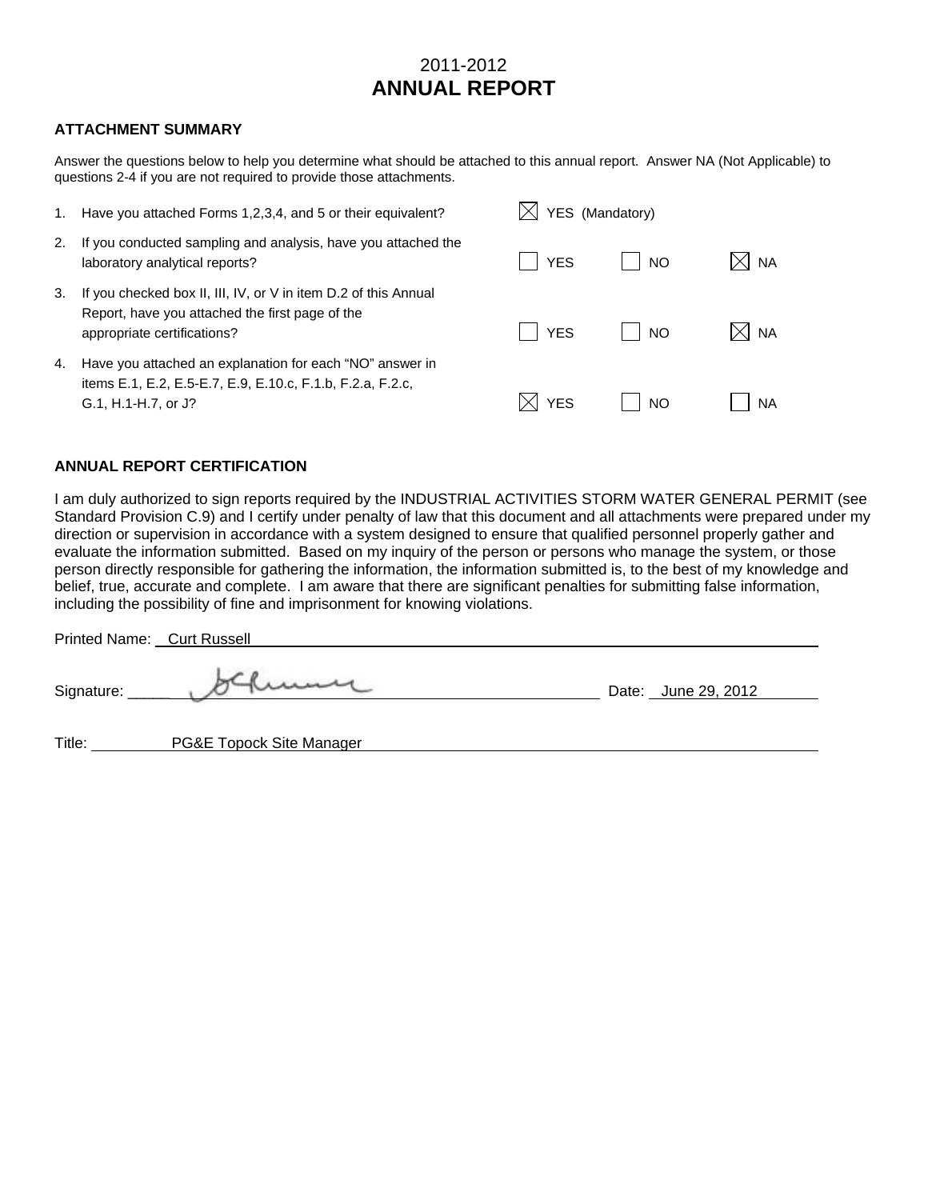# 2011-2012
# ANNUAL REPORT

### ATTACHMENT SUMMARY

Answer the questions below to help you determine what should be attached to this annual report. Answer NA (Not Applicable) to questions 2-4 if you are not required to provide those attachments.

| | Question | | | |
|---|---|---|---|---|
| 1. | Have you attached Forms 1,2,3,4, and 5 or their equivalent? | ☒ YES (Mandatory) | | |
| 2. | If you conducted sampling and analysis, have you attached the laboratory analytical reports? | ☐ YES | ☐ NO | ☒ NA |
| 3. | If you checked box II, III, IV, or V in item D.2 of this Annual Report, have you attached the first page of the appropriate certifications? | ☐ YES | ☐ NO | ☒ NA |
| 4. | Have you attached an explanation for each "NO" answer in items E.1, E.2, E.5-E.7, E.9, E.10.c, F.1.b, F.2.a, F.2.c, G.1, H.1-H.7, or J? | ☒ YES | ☐ NO | ☐ NA |

### ANNUAL REPORT CERTIFICATION

I am duly authorized to sign reports required by the INDUSTRIAL ACTIVITIES STORM WATER GENERAL PERMIT (see Standard Provision C.9) and I certify under penalty of law that this document and all attachments were prepared under my direction or supervision in accordance with a system designed to ensure that qualified personnel properly gather and evaluate the information submitted. Based on my inquiry of the person or persons who manage the system, or those person directly responsible for gathering the information, the information submitted is, to the best of my knowledge and belief, true, accurate and complete. I am aware that there are significant penalties for submitting false information, including the possibility of fine and imprisonment for knowing violations.

Printed Name: Curt Russell

Signature: [signature] Date: June 29, 2012

Title: PG&E Topock Site Manager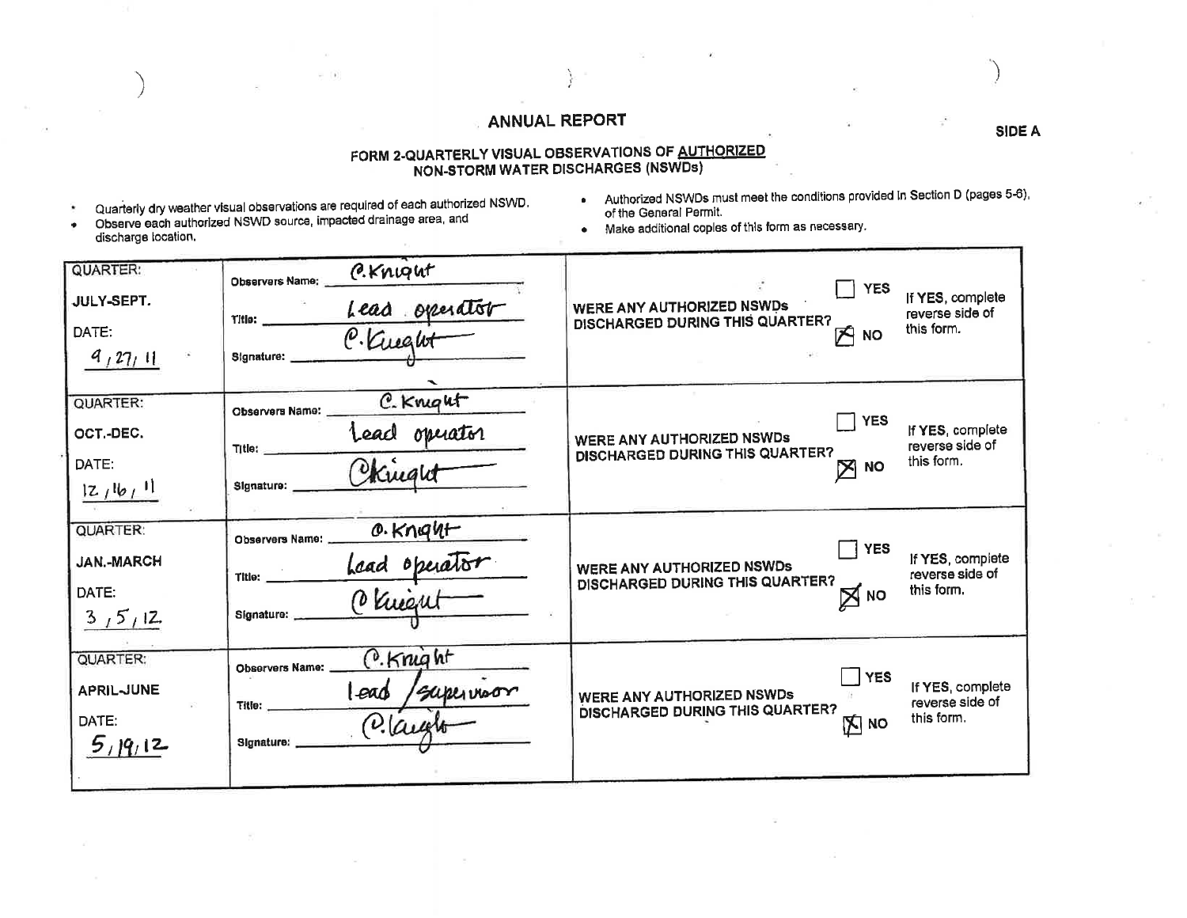# ANNUAL REPORT

**SIDE A**

## FORM 2-QUARTERLY VISUAL OBSERVATIONS OF AUTHORIZED NON-STORM WATER DISCHARGES (NSWDs)

- Quarterly dry weather visual observations are required of each authorized NSWD.
- Observe each authorized NSWD source, impacted drainage area, and discharge location.
- Authorized NSWDs must meet the conditions provided in Section D (pages 5-6), of the General Permit.
- Make additional copies of this form as necessary.

| QUARTER / DATE | Observer | Question | Answer | Instructions |
|---|---|---|---|---|
| QUARTER: JULY-SEPT. DATE: 9/27/11 | Observers Name: C. Knight Title: Lead operator Signature: C. Knight | WERE ANY AUTHORIZED NSWDs DISCHARGED DURING THIS QUARTER? | ☐ YES ☒ NO | If YES, complete reverse side of this form. |
| QUARTER: OCT.-DEC. DATE: 12/16/11 | Observers Name: C. Knight Title: Lead operator Signature: C. Knight | WERE ANY AUTHORIZED NSWDs DISCHARGED DURING THIS QUARTER? | ☐ YES ☒ NO | If YES, complete reverse side of this form. |
| QUARTER: JAN.-MARCH DATE: 3/5/12 | Observers Name: C. Knight Title: Lead operator Signature: C. Knight | WERE ANY AUTHORIZED NSWDs DISCHARGED DURING THIS QUARTER? | ☐ YES ☒ NO | If YES, complete reverse side of this form. |
| QUARTER: APRIL-JUNE DATE: 5/19/12 | Observers Name: C. Knight Title: Lead/supervisor Signature: C. Knight | WERE ANY AUTHORIZED NSWDs DISCHARGED DURING THIS QUARTER? | ☐ YES ☒ NO | If YES, complete reverse side of this form. |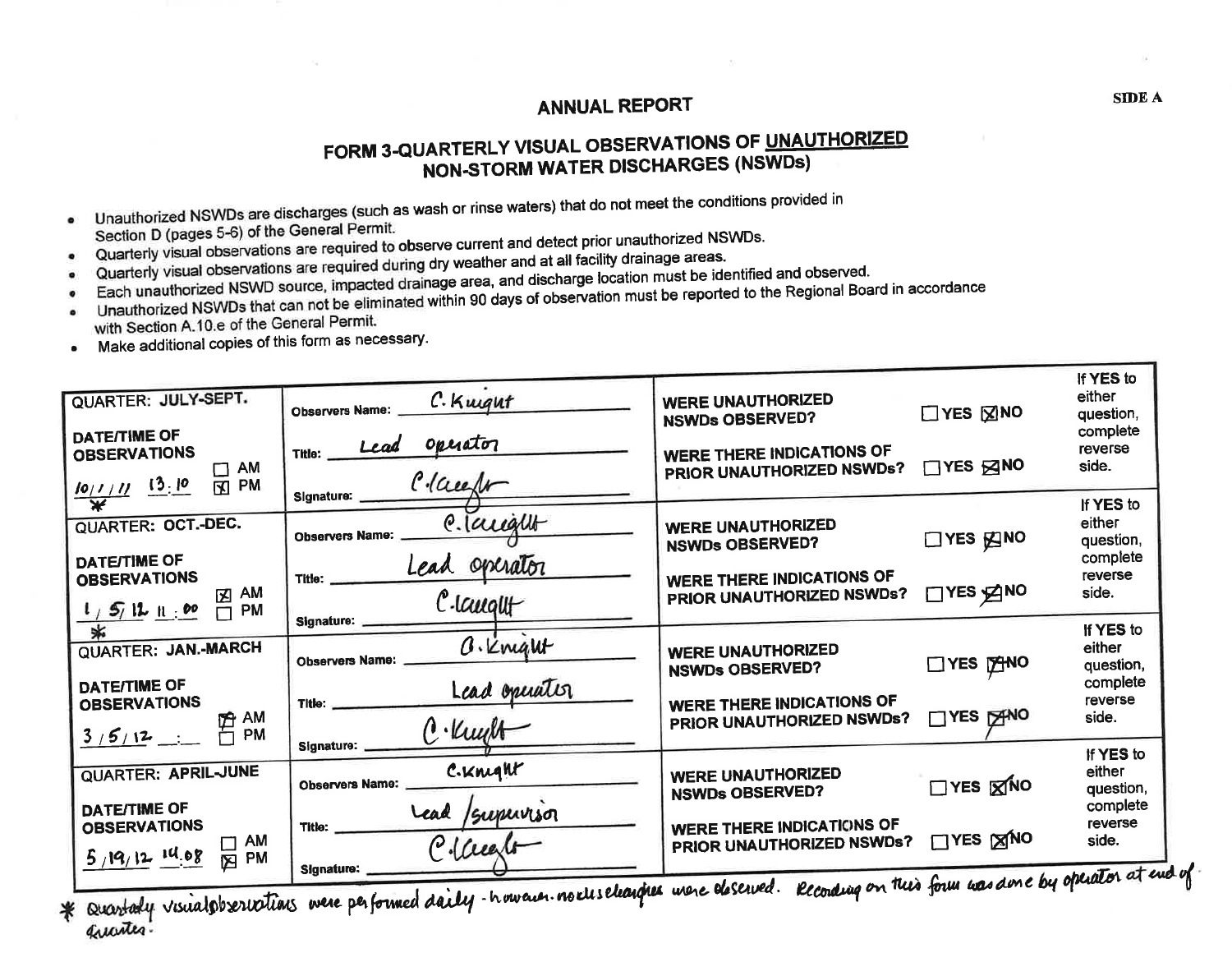SIDE A

# ANNUAL REPORT

## FORM 3-QUARTERLY VISUAL OBSERVATIONS OF UNAUTHORIZED NON-STORM WATER DISCHARGES (NSWDs)

- Unauthorized NSWDs are discharges (such as wash or rinse waters) that do not meet the conditions provided in Section D (pages 5-6) of the General Permit.
- Quarterly visual observations are required to observe current and detect prior unauthorized NSWDs.
- Quarterly visual observations are required during dry weather and at all facility drainage areas.
- Each unauthorized NSWD source, impacted drainage area, and discharge location must be identified and observed.
- Unauthorized NSWDs that can not be eliminated within 90 days of observation must be reported to the Regional Board in accordance with Section A.10.e of the General Permit.
- Make additional copies of this form as necessary.

| Quarter / Date/Time | Observer | Questions | Answer | |
|---|---|---|---|---|
| QUARTER: JULY-SEPT.<br>DATE/TIME OF OBSERVATIONS<br>10/1/11 13:10 ☐ AM ☒ PM<br>* | Observers Name: C. Knight<br>Title: Lead operator<br>Signature: C. Knight | WERE UNAUTHORIZED NSWDs OBSERVED?<br>WERE THERE INDICATIONS OF PRIOR UNAUTHORIZED NSWDs? | ☐ YES ☒ NO<br>☐ YES ☒ NO | If YES to either question, complete reverse side. |
| QUARTER: OCT.-DEC.<br>DATE/TIME OF OBSERVATIONS<br>1/5/12 11:00 ☒ AM ☐ PM<br>* | Observers Name: C. Knight<br>Title: Lead operator<br>Signature: C. Knight | WERE UNAUTHORIZED NSWDs OBSERVED?<br>WERE THERE INDICATIONS OF PRIOR UNAUTHORIZED NSWDs? | ☐ YES ☒ NO<br>☐ YES ☒ NO | If YES to either question, complete reverse side. |
| QUARTER: JAN.-MARCH<br>DATE/TIME OF OBSERVATIONS<br>3/5/12 __:__ ☒ AM ☐ PM | Observers Name: C. Knight<br>Title: Lead operator<br>Signature: C. Knight | WERE UNAUTHORIZED NSWDs OBSERVED?<br>WERE THERE INDICATIONS OF PRIOR UNAUTHORIZED NSWDs? | ☐ YES ☒ NO<br>☐ YES ☒ NO | If YES to either question, complete reverse side. |
| QUARTER: APRIL-JUNE<br>DATE/TIME OF OBSERVATIONS<br>5/19/12 14:08 ☐ AM ☒ PM | Observers Name: C. Knight<br>Title: Lead / supervisor<br>Signature: C. Knight | WERE UNAUTHORIZED NSWDs OBSERVED?<br>WERE THERE INDICATIONS OF PRIOR UNAUTHORIZED NSWDs? | ☐ YES ☒ NO<br>☐ YES ☒ NO | If YES to either question, complete reverse side. |

* Quarterly visual observations were performed daily - however no discharges were observed. Recording on this form was done by operator at end of quarter.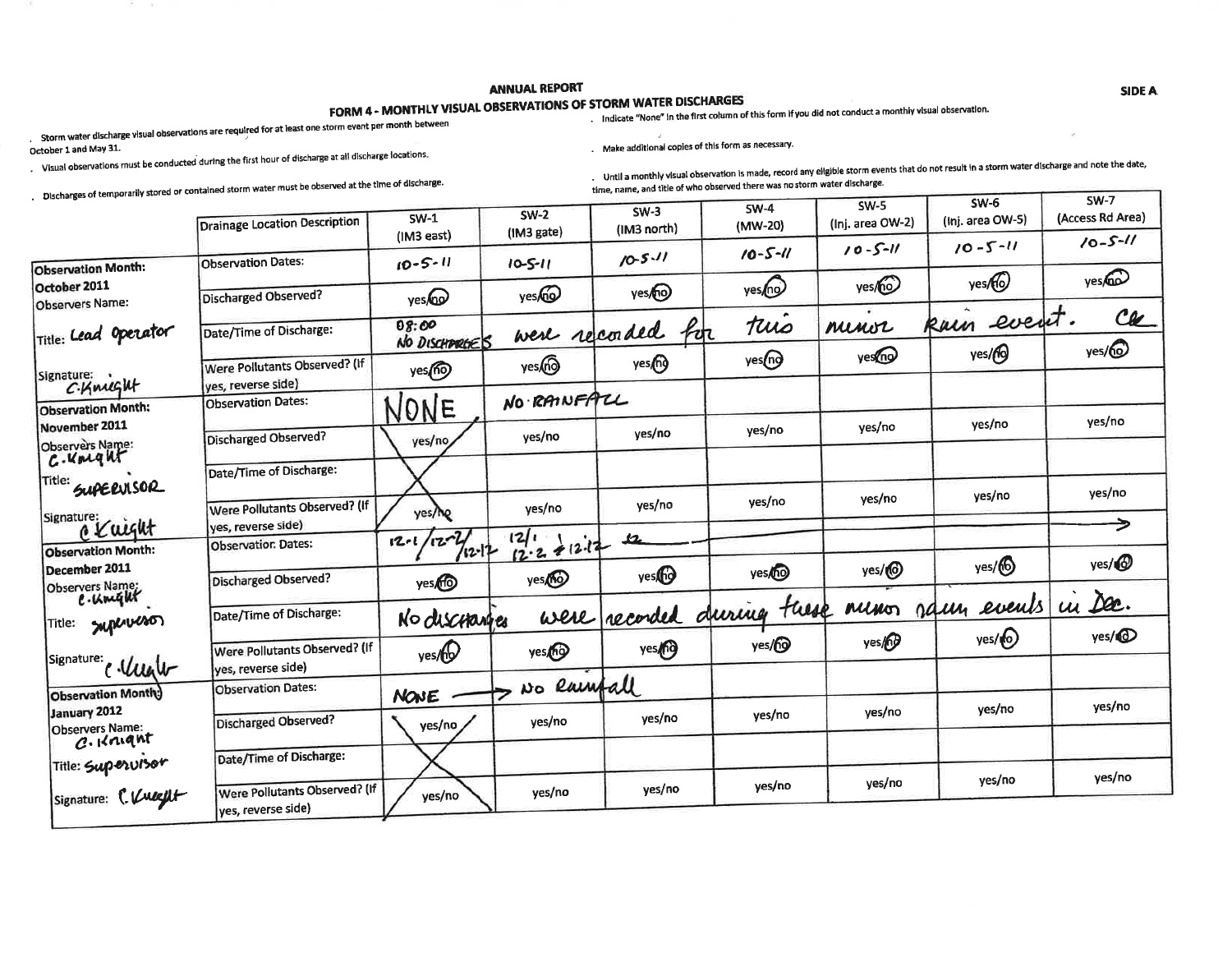# ANNUAL REPORT

SIDE A

## FORM 4 - MONTHLY VISUAL OBSERVATIONS OF STORM WATER DISCHARGES

- Storm water discharge visual observations are required for at least one storm event per month between October 1 and May 31.
- Visual observations must be conducted during the first hour of discharge at all discharge locations.
- Discharges of temporarily stored or contained storm water must be observed at the time of discharge.
- Indicate "None" in the first column of this form if you did not conduct a monthly visual observation.
- Make additional copies of this form as necessary.
- Until a monthly visual observation is made, record any eligible storm events that do not result in a storm water discharge and note the date, time, name, and title of who observed there was no storm water discharge.

| | Drainage Location Description | SW-1 (IM3 east) | SW-2 (IM3 gate) | SW-3 (IM3 north) | SW-4 (MW-20) | SW-5 (Inj. area OW-2) | SW-6 (Inj. area OW-5) | SW-7 (Access Rd Area) |
|---|---|---|---|---|---|---|---|---|
| **Observation Month:** October 2011 | Observation Dates: | 10-5-11 | 10-5-11 | 10-5-11 | 10-5-11 | 10-5-11 | 10-5-11 | 10-5-11 |
| Observers Name: | Discharged Observed? | yes/no (no circled) | yes/no (no circled) | yes/no (no circled) | yes/no (no circled) | yes/no (no circled) | yes/no (no circled) | yes/no (no circled) |
| Title: Lead Operator | Date/Time of Discharge: | 08:00 NO DISCHARGES | were recorded for | this | minor | rain event. | | CK |
| Signature: C.Knight | Were Pollutants Observed? (If yes, reverse side) | yes/no (no circled) | yes/no (no circled) | yes/no (no circled) | yes/no (no circled) | yes/no (no circled) | yes/no (no circled) | yes/no (no circled) |
| **Observation Month:** November 2011 | Observation Dates: | NONE | NO RAINFALL | | | | | |
| Observers Name: C.Knight | Discharged Observed? | yes/no | yes/no | yes/no | yes/no | yes/no | yes/no | yes/no |
| Title: SUPERVISOR | Date/Time of Discharge: | X | | | | | | |
| Signature: C Knight | Were Pollutants Observed? (If yes, reverse side) | yes/no | yes/no | yes/no | yes/no | yes/no | yes/no | yes/no |
| **Observation Month:** December 2011 | Observation Dates: | 12-1 / 12-2 / 12-12 | 12/1 12-2 & 12-12 | 12 → | | | | → |
| Observers Name: C.Knight | Discharged Observed? | yes/no (no circled) | yes/no (no circled) | yes/no (no circled) | yes/no (no circled) | yes/no (no circled) | yes/no (no circled) | yes/no (no circled) |
| Title: supervisor | Date/Time of Discharge: | No discharges | were recorded | during these | | minor rain | events | in Dec. |
| Signature: C Knight | Were Pollutants Observed? (If yes, reverse side) | yes/no (no circled) | yes/no (no circled) | yes/no (no circled) | yes/no (no circled) | yes/no (no circled) | yes/no (no circled) | yes/no (no circled) |
| **Observation Month:** January 2012 | Observation Dates: | NONE → | No Rainfall | | | | | |
| Observers Name: C.Knight | Discharged Observed? | yes/no | yes/no | yes/no | yes/no | yes/no | yes/no | yes/no |
| Title: Supervisor | Date/Time of Discharge: | X | | | | | | |
| Signature: C.Knight | Were Pollutants Observed? (If yes, reverse side) | yes/no | yes/no | yes/no | yes/no | yes/no | yes/no | yes/no |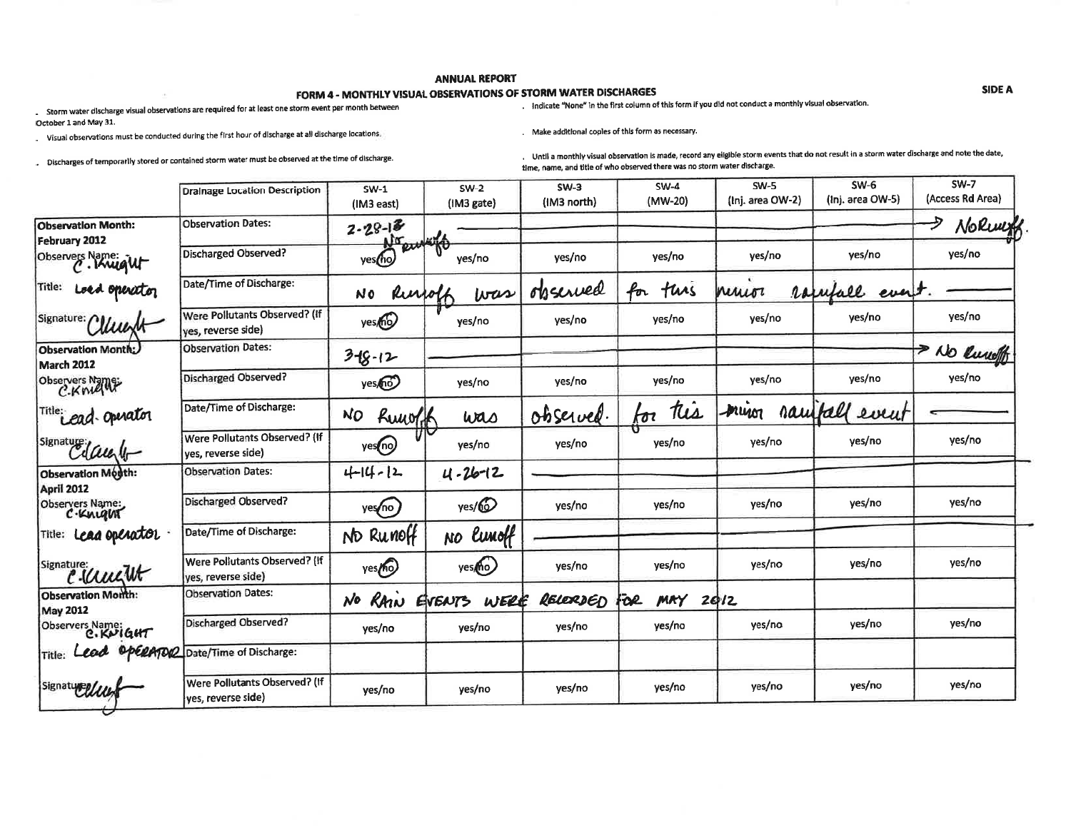# ANNUAL REPORT

## FORM 4 - MONTHLY VISUAL OBSERVATIONS OF STORM WATER DISCHARGES

**SIDE A**

- Storm water discharge visual observations are required for at least one storm event per month between October 1 and May 31.
- Visual observations must be conducted during the first hour of discharge at all discharge locations.
- Discharges of temporarily stored or contained storm water must be observed at the time of discharge.
- Indicate "None" in the first column of this form if you did not conduct a monthly visual observation.
- Make additional copies of this form as necessary.
- Until a monthly visual observation is made, record any eligible storm events that do not result in a storm water discharge and note the date, time, name, and title of who observed there was no storm water discharge.

| | Drainage Location Description | SW-1 (IM3 east) | SW-2 (IM3 gate) | SW-3 (IM3 north) | SW-4 (MW-20) | SW-5 (Inj. area OW-2) | SW-6 (Inj. area OW-5) | SW-7 (Access Rd Area) |
|---|---|---|---|---|---|---|---|---|
| **Observation Month:** February 2012 | Observation Dates: | 2-28-12 No runoff | — | — | — | — | — | → No Runoff. |
| Observers Name: C. Knight | Discharged Observed? | yes/(no) | yes/no | yes/no | yes/no | yes/no | yes/no | yes/no |
| Title: Lead operator | Date/Time of Discharge: | No Runoff | was | observed | for this | minor | rainfall event. | — |
| Signature: CKnight | Were Pollutants Observed? (If yes, reverse side) | yes/(no) | yes/no | yes/no | yes/no | yes/no | yes/no | yes/no |
| **Observation Month:** March 2012 | Observation Dates: | 3-18-12 | — | — | — | — | — | → No Runoff |
| Observers Name: C.Knight | Discharged Observed? | yes/(no) | yes/no | yes/no | yes/no | yes/no | yes/no | yes/no |
| Title: Lead operator | Date/Time of Discharge: | No Runoff | was | observed. | for this | minor | rainfall event | ← |
| Signature: CKnight | Were Pollutants Observed? (If yes, reverse side) | yes/(no) | yes/no | yes/no | yes/no | yes/no | yes/no | yes/no |
| **Observation Month:** April 2012 | Observation Dates: | 4-14-12 | 4-26-12 | — | — | — | — | — |
| Observers Name: C.Knight | Discharged Observed? | yes/(no) | yes/(no) | yes/no | yes/no | yes/no | yes/no | yes/no |
| Title: Lead operator | Date/Time of Discharge: | No Runoff | No Runoff | — | — | — | — | — |
| Signature: C.Knight | Were Pollutants Observed? (If yes, reverse side) | yes/(no) | yes/(no) | yes/no | yes/no | yes/no | yes/no | yes/no |
| **Observation Month:** May 2012 | Observation Dates: | NO RAIN | EVENTS WERE | RECORDED | FOR MAY | 2012 | | |
| Observers Name: C.KNIGHT | Discharged Observed? | yes/no | yes/no | yes/no | yes/no | yes/no | yes/no | yes/no |
| Title: Lead OPERATOR | Date/Time of Discharge: | | | | | | | |
| Signature: CKnight | Were Pollutants Observed? (If yes, reverse side) | yes/no | yes/no | yes/no | yes/no | yes/no | yes/no | yes/no |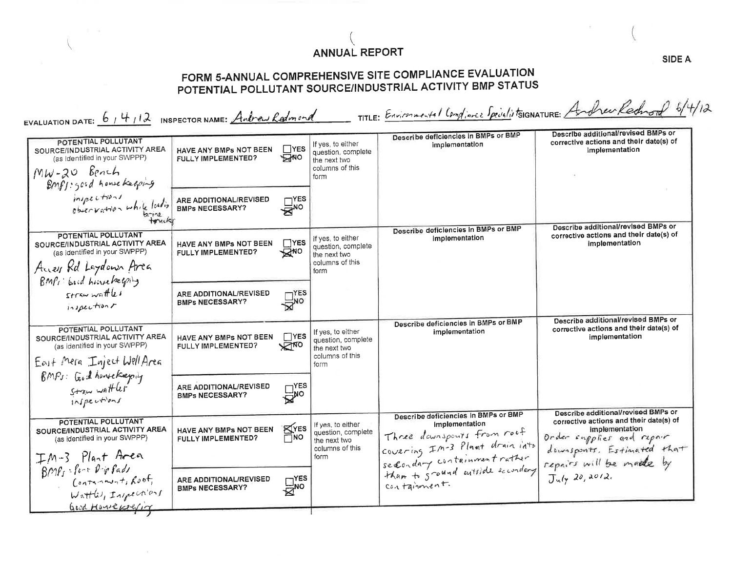# ANNUAL REPORT

SIDE A

## FORM 5-ANNUAL COMPREHENSIVE SITE COMPLIANCE EVALUATION
## POTENTIAL POLLUTANT SOURCE/INDUSTRIAL ACTIVITY BMP STATUS

EVALUATION DATE: 6 / 4 / 12 INSPECTOR NAME: Andrew Redmond TITLE: Environmental Compliance Specialist SIGNATURE: Andrew Redmond 6/4/12

| POTENTIAL POLLUTANT SOURCE/INDUSTRIAL ACTIVITY AREA (as identified in your SWPPP) | | | | Describe deficiencies in BMPs or BMP implementation | Describe additional/revised BMPs or corrective actions and their date(s) of implementation |
|---|---|---|---|---|---|
| MW-20 Bench<br>BMPs: good housekeeping inspections observation while loading brine trucks | HAVE ANY BMPs NOT BEEN FULLY IMPLEMENTED? | ☐ YES ☒ NO | If yes, to either question, complete the next two columns of this form | | |
| | ARE ADDITIONAL/REVISED BMPs NECESSARY? | ☐ YES ☒ NO | | | |
| Access Rd Laydown Area<br>BMPs: Good housekeeping straw wattles inspections | HAVE ANY BMPs NOT BEEN FULLY IMPLEMENTED? | ☐ YES ☒ NO | If yes, to either question, complete the next two columns of this form | | |
| | ARE ADDITIONAL/REVISED BMPs NECESSARY? | ☐ YES ☒ NO | | | |
| East Mesa Inject Well Area<br>BMPs: Good housekeeping straw wattles inspections | HAVE ANY BMPs NOT BEEN FULLY IMPLEMENTED? | ☐ YES ☒ NO | If yes, to either question, complete the next two columns of this form | | |
| | ARE ADDITIONAL/REVISED BMPs NECESSARY? | ☐ YES ☒ NO | | | |
| IM-3 Plant Area<br>BMPs: Port Drip Pads, Containment, Roof, Wattles, Inspections, Good Housekeeping | HAVE ANY BMPs NOT BEEN FULLY IMPLEMENTED? | ☒ YES ☐ NO | If yes, to either question, complete the next two columns of this form | Three downspouts from roof covering IM-3 Plant drain into secondary containment rather than to ground outside secondary containment. | Order supplies and repair downsponts. Estimated that repairs will be made by July 20, 2012. |
| | ARE ADDITIONAL/REVISED BMPs NECESSARY? | ☐ YES ☒ NO | | | |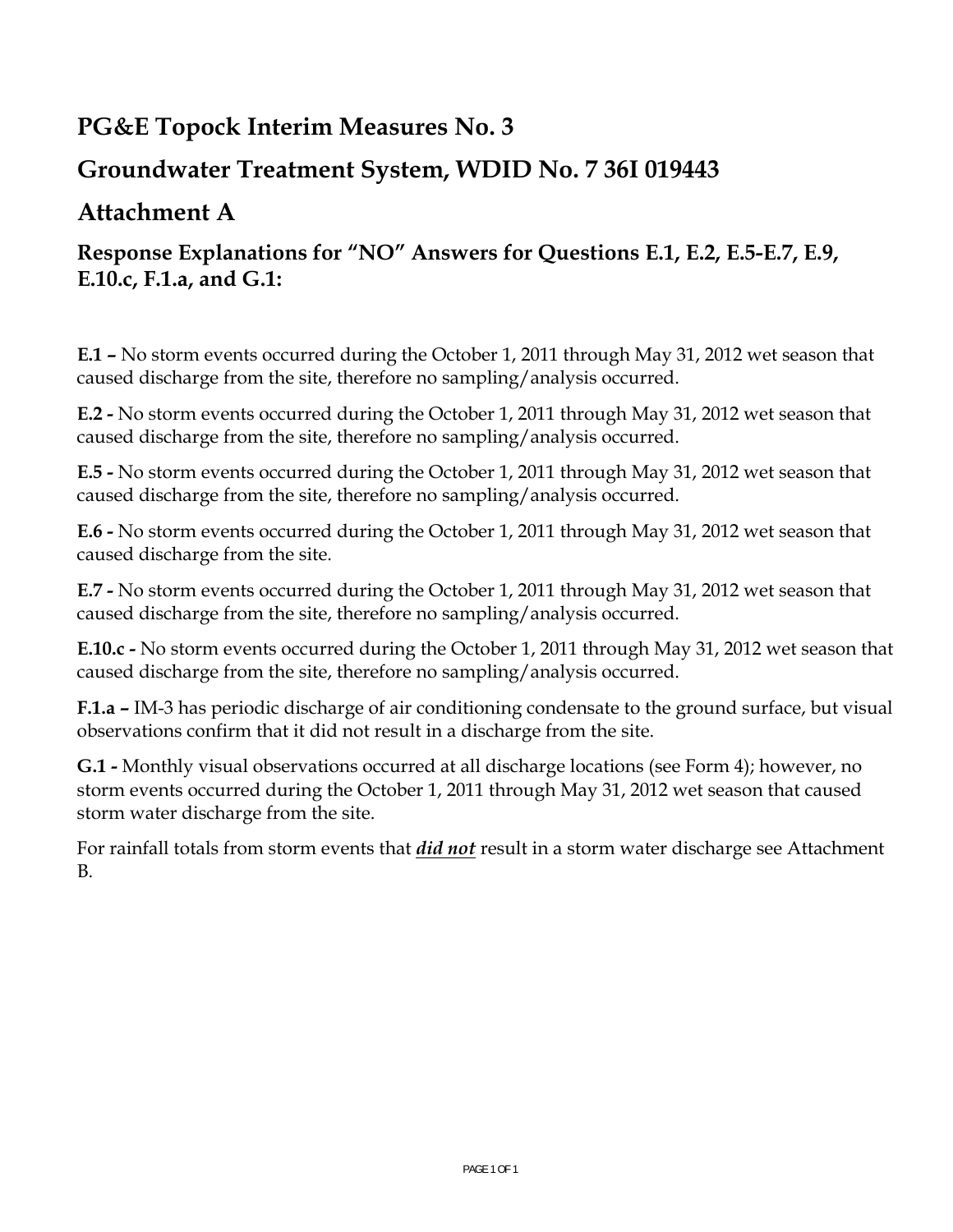# PG&E Topock Interim Measures No. 3

# Groundwater Treatment System, WDID No. 7 36I 019443

# Attachment A

## Response Explanations for "NO" Answers for Questions E.1, E.2, E.5-E.7, E.9, E.10.c, F.1.a, and G.1:

**E.1 –** No storm events occurred during the October 1, 2011 through May 31, 2012 wet season that caused discharge from the site, therefore no sampling/analysis occurred.

**E.2 -** No storm events occurred during the October 1, 2011 through May 31, 2012 wet season that caused discharge from the site, therefore no sampling/analysis occurred.

**E.5 -** No storm events occurred during the October 1, 2011 through May 31, 2012 wet season that caused discharge from the site, therefore no sampling/analysis occurred.

**E.6 -** No storm events occurred during the October 1, 2011 through May 31, 2012 wet season that caused discharge from the site.

**E.7 -** No storm events occurred during the October 1, 2011 through May 31, 2012 wet season that caused discharge from the site, therefore no sampling/analysis occurred.

**E.10.c -** No storm events occurred during the October 1, 2011 through May 31, 2012 wet season that caused discharge from the site, therefore no sampling/analysis occurred.

**F.1.a –** IM-3 has periodic discharge of air conditioning condensate to the ground surface, but visual observations confirm that it did not result in a discharge from the site.

**G.1 -** Monthly visual observations occurred at all discharge locations (see Form 4); however, no storm events occurred during the October 1, 2011 through May 31, 2012 wet season that caused storm water discharge from the site.

For rainfall totals from storm events that ***did not*** result in a storm water discharge see Attachment B.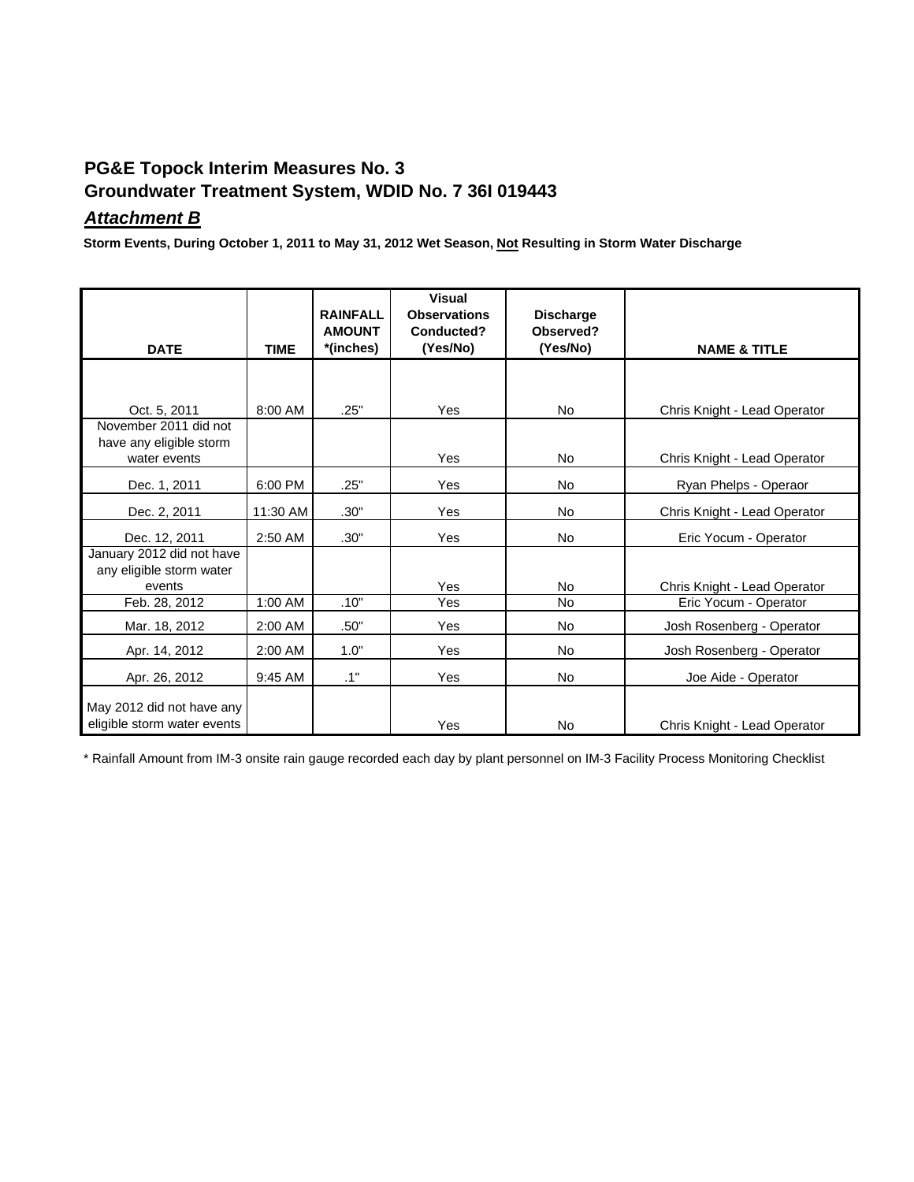## PG&E Topock Interim Measures No. 3
## Groundwater Treatment System, WDID No. 7 36I 019443

### ***Attachment B***

**Storm Events, During October 1, 2011 to May 31, 2012 Wet Season, Not Resulting in Storm Water Discharge**

| DATE | TIME | RAINFALL AMOUNT *(inches) | Visual Observations Conducted? (Yes/No) | Discharge Observed? (Yes/No) | NAME & TITLE |
|---|---|---|---|---|---|
| Oct. 5, 2011 | 8:00 AM | .25" | Yes | No | Chris Knight - Lead Operator |
| November 2011 did not have any eligible storm water events | | | Yes | No | Chris Knight - Lead Operator |
| Dec. 1, 2011 | 6:00 PM | .25" | Yes | No | Ryan Phelps - Operaor |
| Dec. 2, 2011 | 11:30 AM | .30" | Yes | No | Chris Knight - Lead Operator |
| Dec. 12, 2011 | 2:50 AM | .30" | Yes | No | Eric Yocum - Operator |
| January 2012 did not have any eligible storm water events | | | Yes | No | Chris Knight - Lead Operator |
| Feb. 28, 2012 | 1:00 AM | .10" | Yes | No | Eric Yocum - Operator |
| Mar. 18, 2012 | 2:00 AM | .50" | Yes | No | Josh Rosenberg - Operator |
| Apr. 14, 2012 | 2:00 AM | 1.0" | Yes | No | Josh Rosenberg - Operator |
| Apr. 26, 2012 | 9:45 AM | .1" | Yes | No | Joe Aide - Operator |
| May 2012 did not have any eligible storm water events | | | Yes | No | Chris Knight - Lead Operator |

* Rainfall Amount from IM-3 onsite rain gauge recorded each day by plant personnel on IM-3 Facility Process Monitoring Checklist